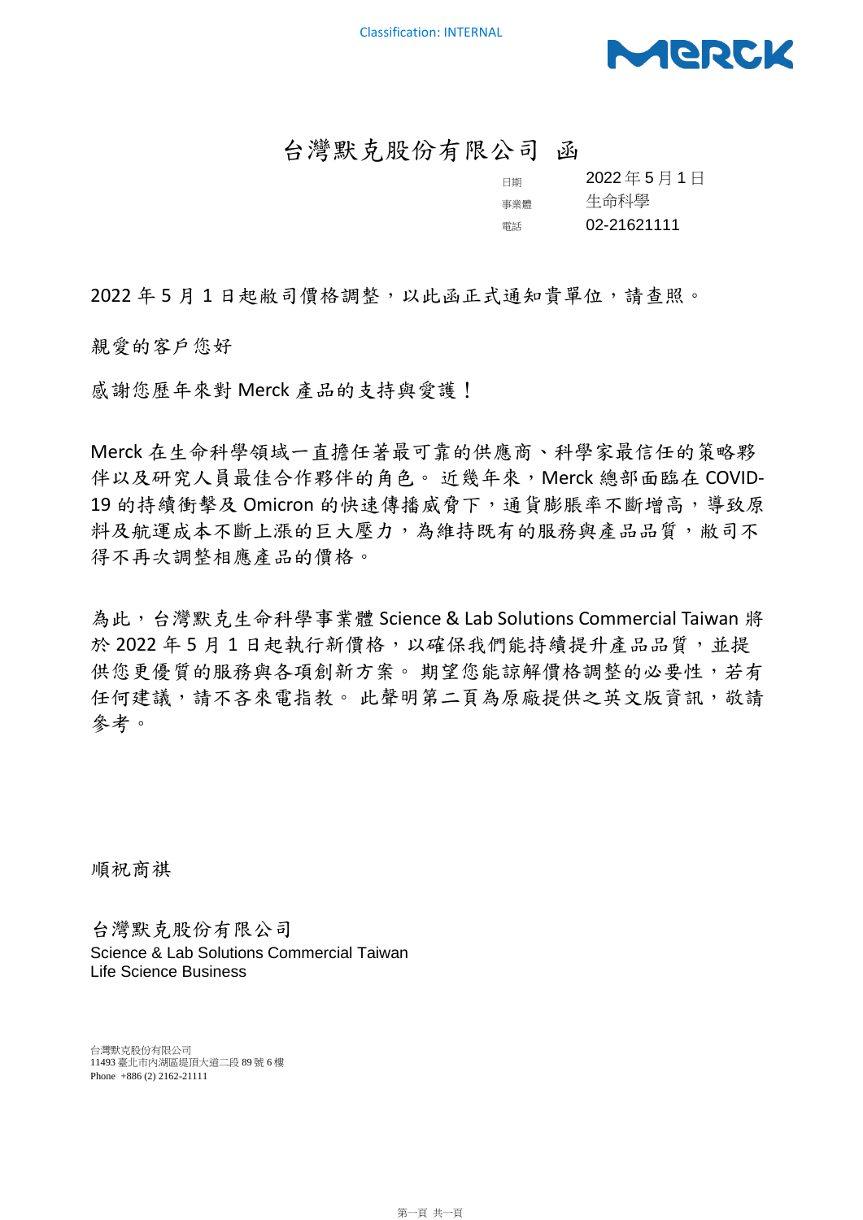Classification: INTERNAL

# 台灣默克股份有限公司 函

| | |
|---|---|
| 日期 | 2022 年 5 月 1 日 |
| 事業體 | 生命科學 |
| 電話 | 02-21621111 |

2022 年 5 月 1 日起敝司價格調整，以此函正式通知貴單位，請查照。

親愛的客戶您好

感謝您歷年來對 Merck 產品的支持與愛護！

Merck 在生命科學領域一直擔任著最可靠的供應商、科學家最信任的策略夥伴以及研究人員最佳合作夥伴的角色。 近幾年來，Merck 總部面臨在 COVID-19 的持續衝擊及 Omicron 的快速傳播威脅下，通貨膨脹率不斷增高，導致原料及航運成本不斷上漲的巨大壓力，為維持既有的服務與產品品質，敝司不得不再次調整相應產品的價格。

為此，台灣默克生命科學事業體 Science & Lab Solutions Commercial Taiwan 將於 2022 年 5 月 1 日起執行新價格，以確保我們能持續提升產品品質，並提供您更優質的服務與各項創新方案。 期望您能諒解價格調整的必要性，若有任何建議，請不吝來電指教。 此聲明第二頁為原廠提供之英文版資訊，敬請參考。

順祝商祺

台灣默克股份有限公司
Science & Lab Solutions Commercial Taiwan
Life Science Business

台灣默克股份有限公司
11493 臺北市內湖區堤頂大道二段 89 號 6 樓
Phone +886 (2) 2162-21111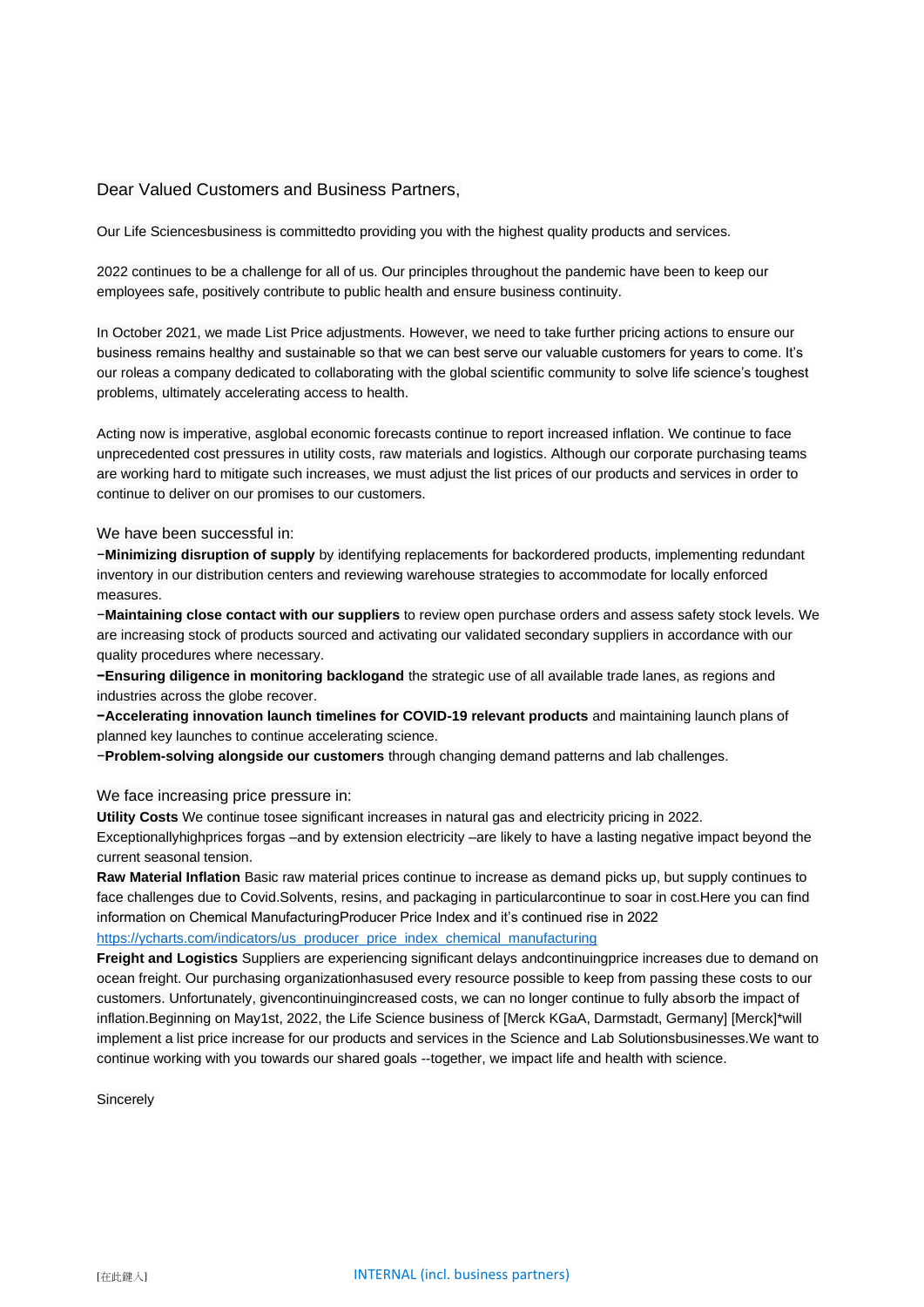Dear Valued Customers and Business Partners,

Our Life Sciencesbusiness is committedto providing you with the highest quality products and services.

2022 continues to be a challenge for all of us. Our principles throughout the pandemic have been to keep our employees safe, positively contribute to public health and ensure business continuity.

In October 2021, we made List Price adjustments. However, we need to take further pricing actions to ensure our business remains healthy and sustainable so that we can best serve our valuable customers for years to come. It's our roleas a company dedicated to collaborating with the global scientific community to solve life science's toughest problems, ultimately accelerating access to health.

Acting now is imperative, asglobal economic forecasts continue to report increased inflation. We continue to face unprecedented cost pressures in utility costs, raw materials and logistics. Although our corporate purchasing teams are working hard to mitigate such increases, we must adjust the list prices of our products and services in order to continue to deliver on our promises to our customers.

We have been successful in:

−**Minimizing disruption of supply** by identifying replacements for backordered products, implementing redundant inventory in our distribution centers and reviewing warehouse strategies to accommodate for locally enforced measures.

−**Maintaining close contact with our suppliers** to review open purchase orders and assess safety stock levels. We are increasing stock of products sourced and activating our validated secondary suppliers in accordance with our quality procedures where necessary.

−**Ensuring diligence in monitoring backlogand** the strategic use of all available trade lanes, as regions and industries across the globe recover.

−**Accelerating innovation launch timelines for COVID-19 relevant products** and maintaining launch plans of planned key launches to continue accelerating science.

−**Problem-solving alongside our customers** through changing demand patterns and lab challenges.

We face increasing price pressure in:

**Utility Costs** We continue tosee significant increases in natural gas and electricity pricing in 2022. Exceptionallyhighprices forgas –and by extension electricity –are likely to have a lasting negative impact beyond the current seasonal tension.

**Raw Material Inflation** Basic raw material prices continue to increase as demand picks up, but supply continues to face challenges due to Covid.Solvents, resins, and packaging in particularcontinue to soar in cost.Here you can find information on Chemical ManufacturingProducer Price Index and it's continued rise in 2022 https://ycharts.com/indicators/us_producer_price_index_chemical_manufacturing

**Freight and Logistics** Suppliers are experiencing significant delays andcontinuingprice increases due to demand on ocean freight. Our purchasing organizationhasused every resource possible to keep from passing these costs to our customers. Unfortunately, givencontinuingincreased costs, we can no longer continue to fully absorb the impact of inflation.Beginning on May1st, 2022, the Life Science business of [Merck KGaA, Darmstadt, Germany] [Merck]*will implement a list price increase for our products and services in the Science and Lab Solutionsbusinesses.We want to continue working with you towards our shared goals --together, we impact life and health with science.

Sincerely